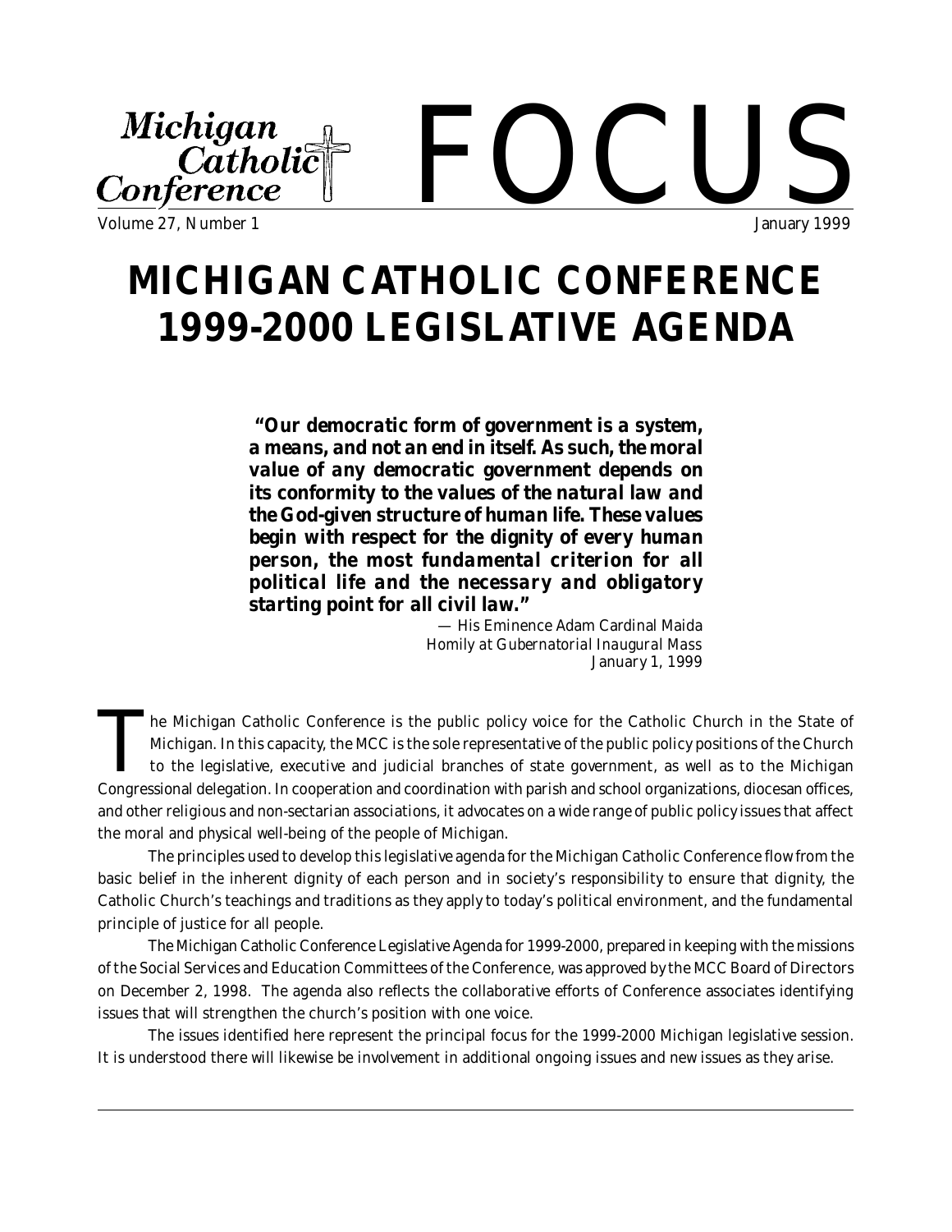Michigan Catholic Conference

# FOCUS

Volume 27, Number 1 — January 1999

# MICHIGAN CATHOLIC CONFERENCE 1999-2000 LEGISLATIVE AGENDA

> ***"Our democratic form of government is a system, a means, and not an end in itself. As such, the moral value of any democratic government depends on its conformity to the values of the natural law and the God-given structure of human life. These values begin with respect for the dignity of every human person, the most fundamental criterion for all political life and the necessary and obligatory starting point for all civil law."***
>
> — *His Eminence Adam Cardinal Maida*
> *Homily at Gubernatorial Inaugural Mass*
> *January 1, 1999*

The Michigan Catholic Conference is the public policy voice for the Catholic Church in the State of Michigan. In this capacity, the MCC is the sole representative of the public policy positions of the Church to the legislative, executive and judicial branches of state government, as well as to the Michigan Congressional delegation. In cooperation and coordination with parish and school organizations, diocesan offices, and other religious and non-sectarian associations, it advocates on a wide range of public policy issues that affect the moral and physical well-being of the people of Michigan.

The principles used to develop this legislative agenda for the Michigan Catholic Conference flow from the basic belief in the inherent dignity of each person and in society's responsibility to ensure that dignity, the Catholic Church's teachings and traditions as they apply to today's political environment, and the fundamental principle of justice for all people.

The Michigan Catholic Conference Legislative Agenda for 1999-2000, prepared in keeping with the missions of the Social Services and Education Committees of the Conference, was approved by the MCC Board of Directors on December 2, 1998. The agenda also reflects the collaborative efforts of Conference associates identifying issues that will strengthen the church's position with one voice.

The issues identified here represent the principal focus for the 1999-2000 Michigan legislative session. It is understood there will likewise be involvement in additional ongoing issues and new issues as they arise.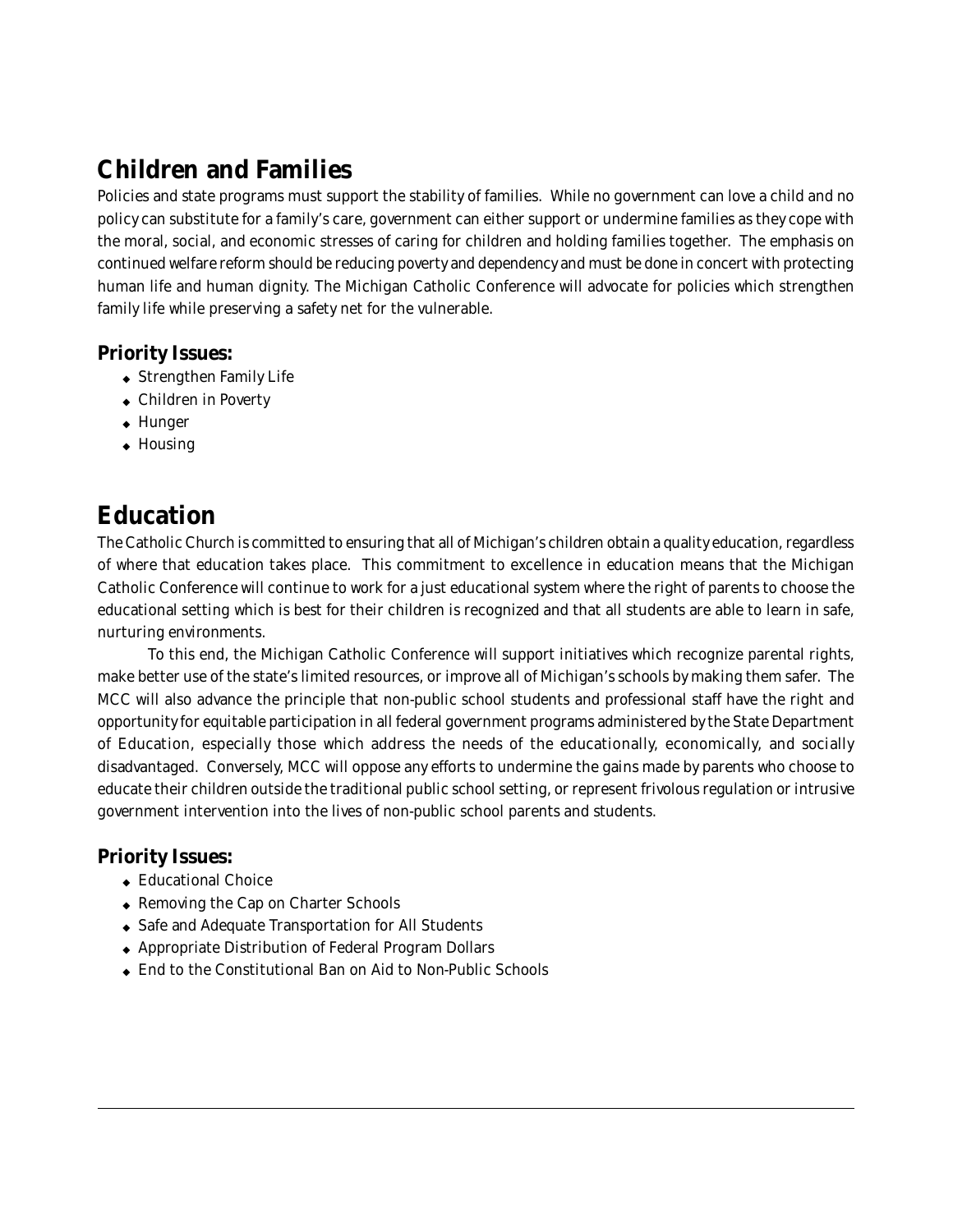## Children and Families

Policies and state programs must support the stability of families. While no government can love a child and no policy can substitute for a family's care, government can either support or undermine families as they cope with the moral, social, and economic stresses of caring for children and holding families together. The emphasis on continued welfare reform should be reducing poverty and dependency and must be done in concert with protecting human life and human dignity. The Michigan Catholic Conference will advocate for policies which strengthen family life while preserving a safety net for the vulnerable.

### Priority Issues:

- Strengthen Family Life
- Children in Poverty
- Hunger
- Housing

## Education

The Catholic Church is committed to ensuring that all of Michigan's children obtain a quality education, regardless of where that education takes place. This commitment to excellence in education means that the Michigan Catholic Conference will continue to work for a just educational system where the right of parents to choose the educational setting which is best for their children is recognized and that all students are able to learn in safe, nurturing environments.

To this end, the Michigan Catholic Conference will support initiatives which recognize parental rights, make better use of the state's limited resources, or improve all of Michigan's schools by making them safer. The MCC will also advance the principle that non-public school students and professional staff have the right and opportunity for equitable participation in all federal government programs administered by the State Department of Education, especially those which address the needs of the educationally, economically, and socially disadvantaged. Conversely, MCC will oppose any efforts to undermine the gains made by parents who choose to educate their children outside the traditional public school setting, or represent frivolous regulation or intrusive government intervention into the lives of non-public school parents and students.

### Priority Issues:

- Educational Choice
- Removing the Cap on Charter Schools
- Safe and Adequate Transportation for All Students
- Appropriate Distribution of Federal Program Dollars
- End to the Constitutional Ban on Aid to Non-Public Schools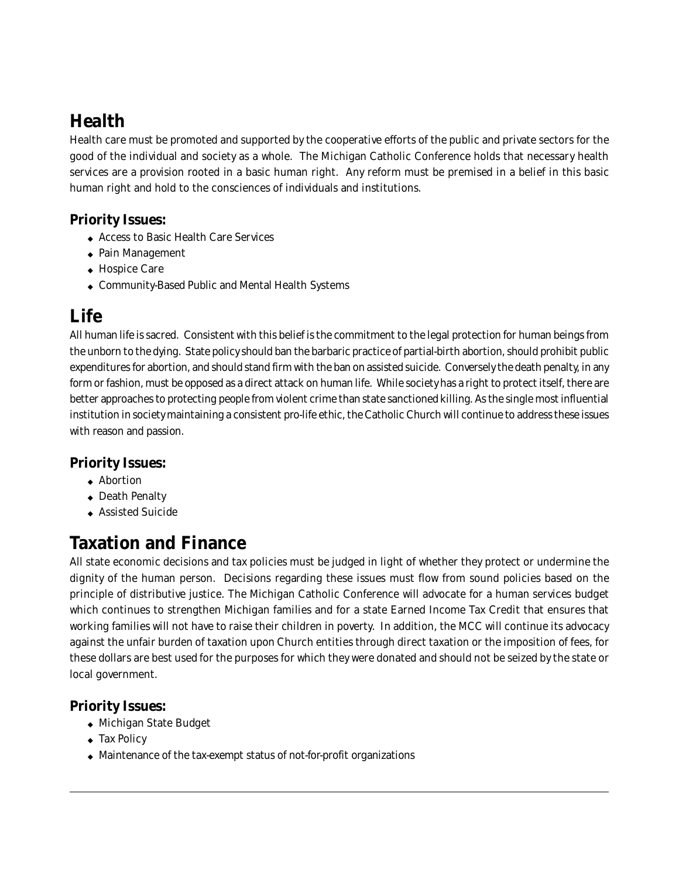## Health

Health care must be promoted and supported by the cooperative efforts of the public and private sectors for the good of the individual and society as a whole. The Michigan Catholic Conference holds that necessary health services are a provision rooted in a basic human right. Any reform must be premised in a belief in this basic human right and hold to the consciences of individuals and institutions.

### Priority Issues:

- Access to Basic Health Care Services
- Pain Management
- Hospice Care
- Community-Based Public and Mental Health Systems

## Life

All human life is sacred. Consistent with this belief is the commitment to the legal protection for human beings from the unborn to the dying. State policy should ban the barbaric practice of partial-birth abortion, should prohibit public expenditures for abortion, and should stand firm with the ban on assisted suicide. Conversely the death penalty, in any form or fashion, must be opposed as a direct attack on human life. While society has a right to protect itself, there are better approaches to protecting people from violent crime than state sanctioned killing. As the single most influential institution in society maintaining a consistent pro-life ethic, the Catholic Church will continue to address these issues with reason and passion.

### Priority Issues:

- Abortion
- Death Penalty
- Assisted Suicide

## Taxation and Finance

All state economic decisions and tax policies must be judged in light of whether they protect or undermine the dignity of the human person. Decisions regarding these issues must flow from sound policies based on the principle of distributive justice. The Michigan Catholic Conference will advocate for a human services budget which continues to strengthen Michigan families and for a state Earned Income Tax Credit that ensures that working families will not have to raise their children in poverty. In addition, the MCC will continue its advocacy against the unfair burden of taxation upon Church entities through direct taxation or the imposition of fees, for these dollars are best used for the purposes for which they were donated and should not be seized by the state or local government.

### Priority Issues:

- Michigan State Budget
- Tax Policy
- Maintenance of the tax-exempt status of not-for-profit organizations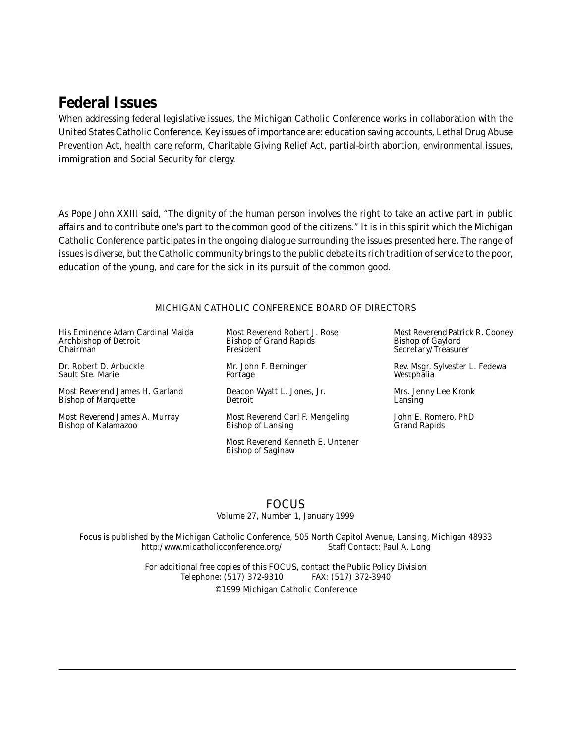## Federal Issues

When addressing federal legislative issues, the Michigan Catholic Conference works in collaboration with the United States Catholic Conference. Key issues of importance are: education saving accounts, Lethal Drug Abuse Prevention Act, health care reform, Charitable Giving Relief Act, partial-birth abortion, environmental issues, immigration and Social Security for clergy.

As Pope John XXIII said, "The dignity of the human person involves the right to take an active part in public affairs and to contribute one's part to the common good of the citizens." It is in this spirit which the Michigan Catholic Conference participates in the ongoing dialogue surrounding the issues presented here. The range of issues is diverse, but the Catholic community brings to the public debate its rich tradition of service to the poor, education of the young, and care for the sick in its pursuit of the common good.

MICHIGAN CATHOLIC CONFERENCE BOARD OF DIRECTORS

His Eminence Adam Cardinal Maida
Archbishop of Detroit
Chairman

Most Reverend Robert J. Rose
Bishop of Grand Rapids
President

Most Reverend Patrick R. Cooney
Bishop of Gaylord
Secretary/Treasurer

Dr. Robert D. Arbuckle
Sault Ste. Marie

Mr. John F. Berninger
Portage

Rev. Msgr. Sylvester L. Fedewa
Westphalia

Most Reverend James H. Garland
Bishop of Marquette

Deacon Wyatt L. Jones, Jr.
Detroit

Mrs. Jenny Lee Kronk
Lansing

Most Reverend James A. Murray
Bishop of Kalamazoo

Most Reverend Carl F. Mengeling
Bishop of Lansing

John E. Romero, PhD
Grand Rapids

Most Reverend Kenneth E. Untener
Bishop of Saginaw

FOCUS

Volume 27, Number 1, January 1999

Focus is published by the Michigan Catholic Conference, 505 North Capitol Avenue, Lansing, Michigan 48933
http:/www.micatholicconference.org/ Staff Contact: Paul A. Long

For additional free copies of this FOCUS, contact the Public Policy Division
Telephone: (517) 372-9310 FAX: (517) 372-3940

©1999 Michigan Catholic Conference